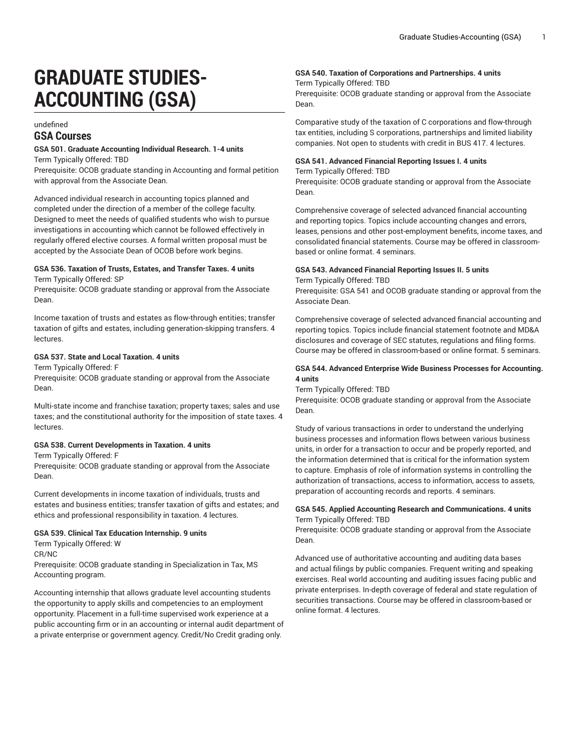# GRADUATE STUDIES-ACCOUNTING (GSA)

undefined

## GSA Courses

**GSA 501. Graduate Accounting Individual Research. 1-4 units**
Term Typically Offered: TBD
Prerequisite: OCOB graduate standing in Accounting and formal petition with approval from the Associate Dean.

Advanced individual research in accounting topics planned and completed under the direction of a member of the college faculty. Designed to meet the needs of qualified students who wish to pursue investigations in accounting which cannot be followed effectively in regularly offered elective courses. A formal written proposal must be accepted by the Associate Dean of OCOB before work begins.

**GSA 536. Taxation of Trusts, Estates, and Transfer Taxes. 4 units**
Term Typically Offered: SP
Prerequisite: OCOB graduate standing or approval from the Associate Dean.

Income taxation of trusts and estates as flow-through entities; transfer taxation of gifts and estates, including generation-skipping transfers. 4 lectures.

**GSA 537. State and Local Taxation. 4 units**
Term Typically Offered: F
Prerequisite: OCOB graduate standing or approval from the Associate Dean.

Multi-state income and franchise taxation; property taxes; sales and use taxes; and the constitutional authority for the imposition of state taxes. 4 lectures.

**GSA 538. Current Developments in Taxation. 4 units**
Term Typically Offered: F
Prerequisite: OCOB graduate standing or approval from the Associate Dean.

Current developments in income taxation of individuals, trusts and estates and business entities; transfer taxation of gifts and estates; and ethics and professional responsibility in taxation. 4 lectures.

**GSA 539. Clinical Tax Education Internship. 9 units**
Term Typically Offered: W
CR/NC
Prerequisite: OCOB graduate standing in Specialization in Tax, MS Accounting program.

Accounting internship that allows graduate level accounting students the opportunity to apply skills and competencies to an employment opportunity. Placement in a full-time supervised work experience at a public accounting firm or in an accounting or internal audit department of a private enterprise or government agency. Credit/No Credit grading only.

**GSA 540. Taxation of Corporations and Partnerships. 4 units**
Term Typically Offered: TBD
Prerequisite: OCOB graduate standing or approval from the Associate Dean.

Comparative study of the taxation of C corporations and flow-through tax entities, including S corporations, partnerships and limited liability companies. Not open to students with credit in BUS 417. 4 lectures.

**GSA 541. Advanced Financial Reporting Issues I. 4 units**
Term Typically Offered: TBD
Prerequisite: OCOB graduate standing or approval from the Associate Dean.

Comprehensive coverage of selected advanced financial accounting and reporting topics. Topics include accounting changes and errors, leases, pensions and other post-employment benefits, income taxes, and consolidated financial statements. Course may be offered in classroom-based or online format. 4 seminars.

**GSA 543. Advanced Financial Reporting Issues II. 5 units**
Term Typically Offered: TBD
Prerequisite: GSA 541 and OCOB graduate standing or approval from the Associate Dean.

Comprehensive coverage of selected advanced financial accounting and reporting topics. Topics include financial statement footnote and MD&A disclosures and coverage of SEC statutes, regulations and filing forms. Course may be offered in classroom-based or online format. 5 seminars.

**GSA 544. Advanced Enterprise Wide Business Processes for Accounting. 4 units**
Term Typically Offered: TBD
Prerequisite: OCOB graduate standing or approval from the Associate Dean.

Study of various transactions in order to understand the underlying business processes and information flows between various business units, in order for a transaction to occur and be properly reported, and the information determined that is critical for the information system to capture. Emphasis of role of information systems in controlling the authorization of transactions, access to information, access to assets, preparation of accounting records and reports. 4 seminars.

**GSA 545. Applied Accounting Research and Communications. 4 units**
Term Typically Offered: TBD
Prerequisite: OCOB graduate standing or approval from the Associate Dean.

Advanced use of authoritative accounting and auditing data bases and actual filings by public companies. Frequent writing and speaking exercises. Real world accounting and auditing issues facing public and private enterprises. In-depth coverage of federal and state regulation of securities transactions. Course may be offered in classroom-based or online format. 4 lectures.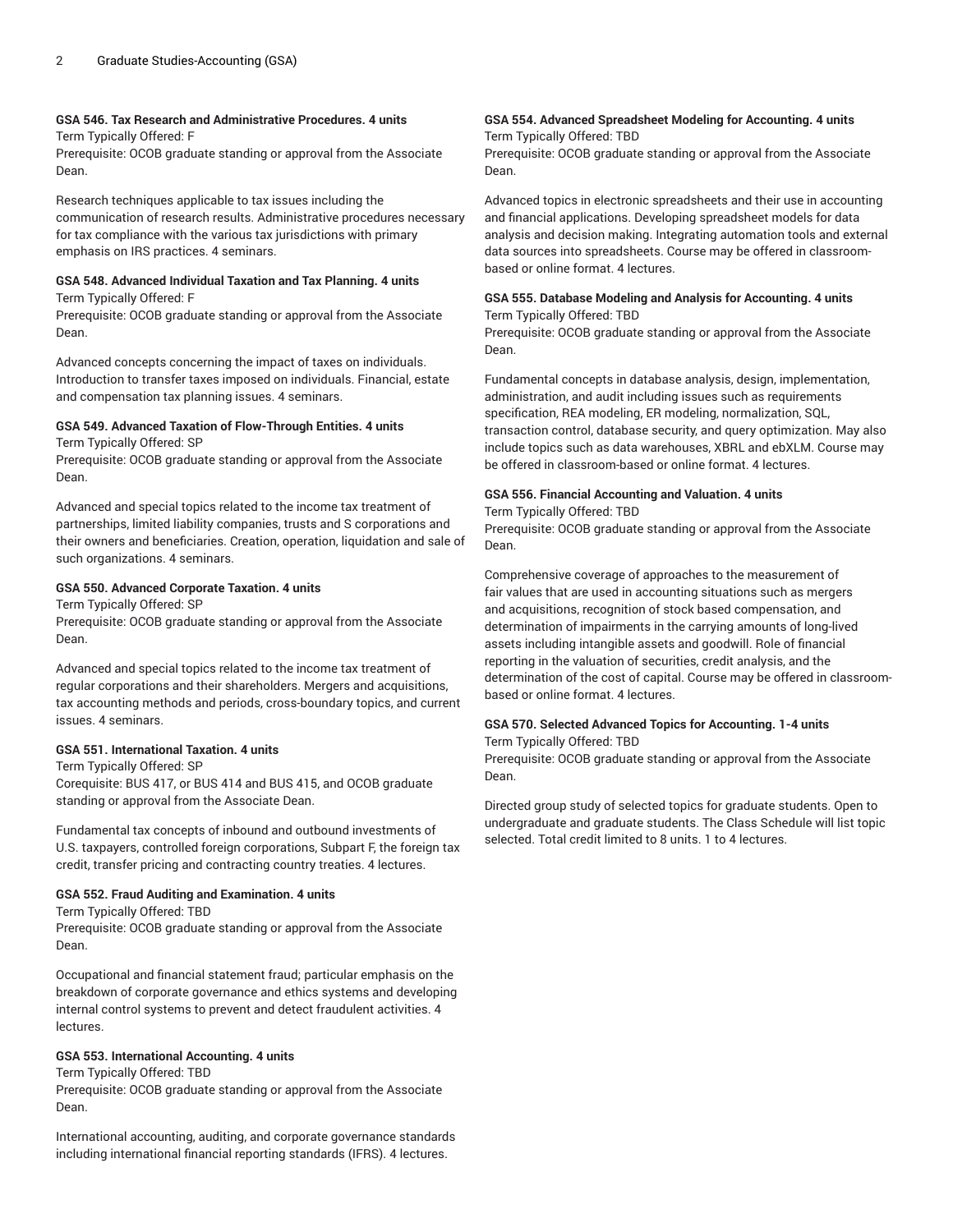#### GSA 546. Tax Research and Administrative Procedures. 4 units

Term Typically Offered: F

Prerequisite: OCOB graduate standing or approval from the Associate Dean.

Research techniques applicable to tax issues including the communication of research results. Administrative procedures necessary for tax compliance with the various tax jurisdictions with primary emphasis on IRS practices. 4 seminars.

#### GSA 548. Advanced Individual Taxation and Tax Planning. 4 units

Term Typically Offered: F

Prerequisite: OCOB graduate standing or approval from the Associate Dean.

Advanced concepts concerning the impact of taxes on individuals. Introduction to transfer taxes imposed on individuals. Financial, estate and compensation tax planning issues. 4 seminars.

#### GSA 549. Advanced Taxation of Flow-Through Entities. 4 units

Term Typically Offered: SP

Prerequisite: OCOB graduate standing or approval from the Associate Dean.

Advanced and special topics related to the income tax treatment of partnerships, limited liability companies, trusts and S corporations and their owners and beneficiaries. Creation, operation, liquidation and sale of such organizations. 4 seminars.

#### GSA 550. Advanced Corporate Taxation. 4 units

Term Typically Offered: SP

Prerequisite: OCOB graduate standing or approval from the Associate Dean.

Advanced and special topics related to the income tax treatment of regular corporations and their shareholders. Mergers and acquisitions, tax accounting methods and periods, cross-boundary topics, and current issues. 4 seminars.

#### GSA 551. International Taxation. 4 units

Term Typically Offered: SP

Corequisite: BUS 417, or BUS 414 and BUS 415, and OCOB graduate standing or approval from the Associate Dean.

Fundamental tax concepts of inbound and outbound investments of U.S. taxpayers, controlled foreign corporations, Subpart F, the foreign tax credit, transfer pricing and contracting country treaties. 4 lectures.

#### GSA 552. Fraud Auditing and Examination. 4 units

Term Typically Offered: TBD

Prerequisite: OCOB graduate standing or approval from the Associate Dean.

Occupational and financial statement fraud; particular emphasis on the breakdown of corporate governance and ethics systems and developing internal control systems to prevent and detect fraudulent activities. 4 lectures.

#### GSA 553. International Accounting. 4 units

Term Typically Offered: TBD

Prerequisite: OCOB graduate standing or approval from the Associate Dean.

International accounting, auditing, and corporate governance standards including international financial reporting standards (IFRS). 4 lectures.

#### GSA 554. Advanced Spreadsheet Modeling for Accounting. 4 units

Term Typically Offered: TBD

Prerequisite: OCOB graduate standing or approval from the Associate Dean.

Advanced topics in electronic spreadsheets and their use in accounting and financial applications. Developing spreadsheet models for data analysis and decision making. Integrating automation tools and external data sources into spreadsheets. Course may be offered in classroom-based or online format. 4 lectures.

#### GSA 555. Database Modeling and Analysis for Accounting. 4 units

Term Typically Offered: TBD

Prerequisite: OCOB graduate standing or approval from the Associate Dean.

Fundamental concepts in database analysis, design, implementation, administration, and audit including issues such as requirements specification, REA modeling, ER modeling, normalization, SQL, transaction control, database security, and query optimization. May also include topics such as data warehouses, XBRL and ebXLM. Course may be offered in classroom-based or online format. 4 lectures.

#### GSA 556. Financial Accounting and Valuation. 4 units

Term Typically Offered: TBD

Prerequisite: OCOB graduate standing or approval from the Associate Dean.

Comprehensive coverage of approaches to the measurement of fair values that are used in accounting situations such as mergers and acquisitions, recognition of stock based compensation, and determination of impairments in the carrying amounts of long-lived assets including intangible assets and goodwill. Role of financial reporting in the valuation of securities, credit analysis, and the determination of the cost of capital. Course may be offered in classroom-based or online format. 4 lectures.

#### GSA 570. Selected Advanced Topics for Accounting. 1-4 units

Term Typically Offered: TBD

Prerequisite: OCOB graduate standing or approval from the Associate Dean.

Directed group study of selected topics for graduate students. Open to undergraduate and graduate students. The Class Schedule will list topic selected. Total credit limited to 8 units. 1 to 4 lectures.